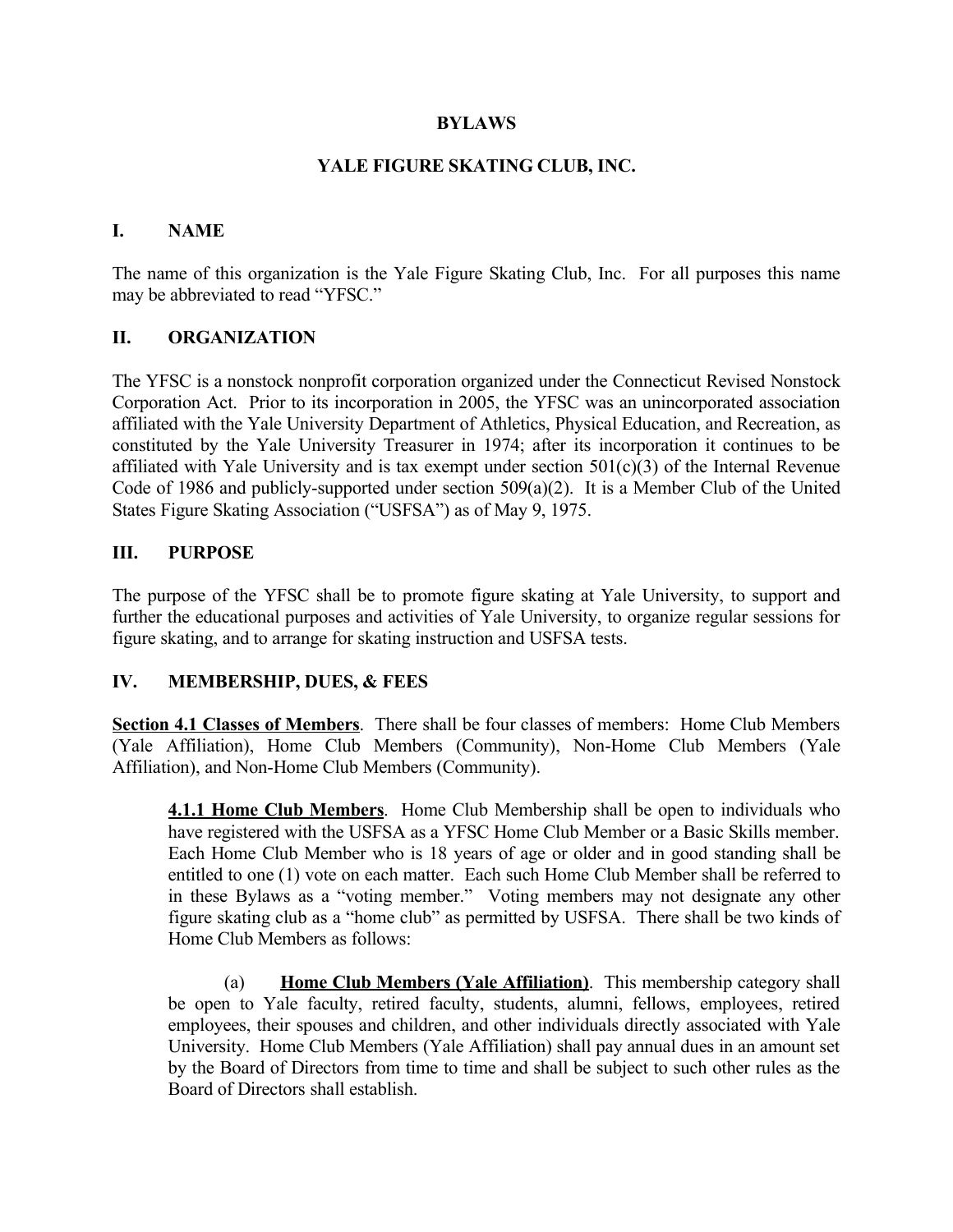# BYLAWS

# YALE FIGURE SKATING CLUB, INC.

## I. NAME

The name of this organization is the Yale Figure Skating Club, Inc. For all purposes this name may be abbreviated to read "YFSC."

## II. ORGANIZATION

The YFSC is a nonstock nonprofit corporation organized under the Connecticut Revised Nonstock Corporation Act. Prior to its incorporation in 2005, the YFSC was an unincorporated association affiliated with the Yale University Department of Athletics, Physical Education, and Recreation, as constituted by the Yale University Treasurer in 1974; after its incorporation it continues to be affiliated with Yale University and is tax exempt under section 501(c)(3) of the Internal Revenue Code of 1986 and publicly-supported under section 509(a)(2). It is a Member Club of the United States Figure Skating Association ("USFSA") as of May 9, 1975.

## III. PURPOSE

The purpose of the YFSC shall be to promote figure skating at Yale University, to support and further the educational purposes and activities of Yale University, to organize regular sessions for figure skating, and to arrange for skating instruction and USFSA tests.

## IV. MEMBERSHIP, DUES, & FEES

**Section 4.1 Classes of Members**. There shall be four classes of members: Home Club Members (Yale Affiliation), Home Club Members (Community), Non-Home Club Members (Yale Affiliation), and Non-Home Club Members (Community).

> **4.1.1 Home Club Members**. Home Club Membership shall be open to individuals who have registered with the USFSA as a YFSC Home Club Member or a Basic Skills member. Each Home Club Member who is 18 years of age or older and in good standing shall be entitled to one (1) vote on each matter. Each such Home Club Member shall be referred to in these Bylaws as a "voting member." Voting members may not designate any other figure skating club as a "home club" as permitted by USFSA. There shall be two kinds of Home Club Members as follows:
>
> (a) **Home Club Members (Yale Affiliation)**. This membership category shall be open to Yale faculty, retired faculty, students, alumni, fellows, employees, retired employees, their spouses and children, and other individuals directly associated with Yale University. Home Club Members (Yale Affiliation) shall pay annual dues in an amount set by the Board of Directors from time to time and shall be subject to such other rules as the Board of Directors shall establish.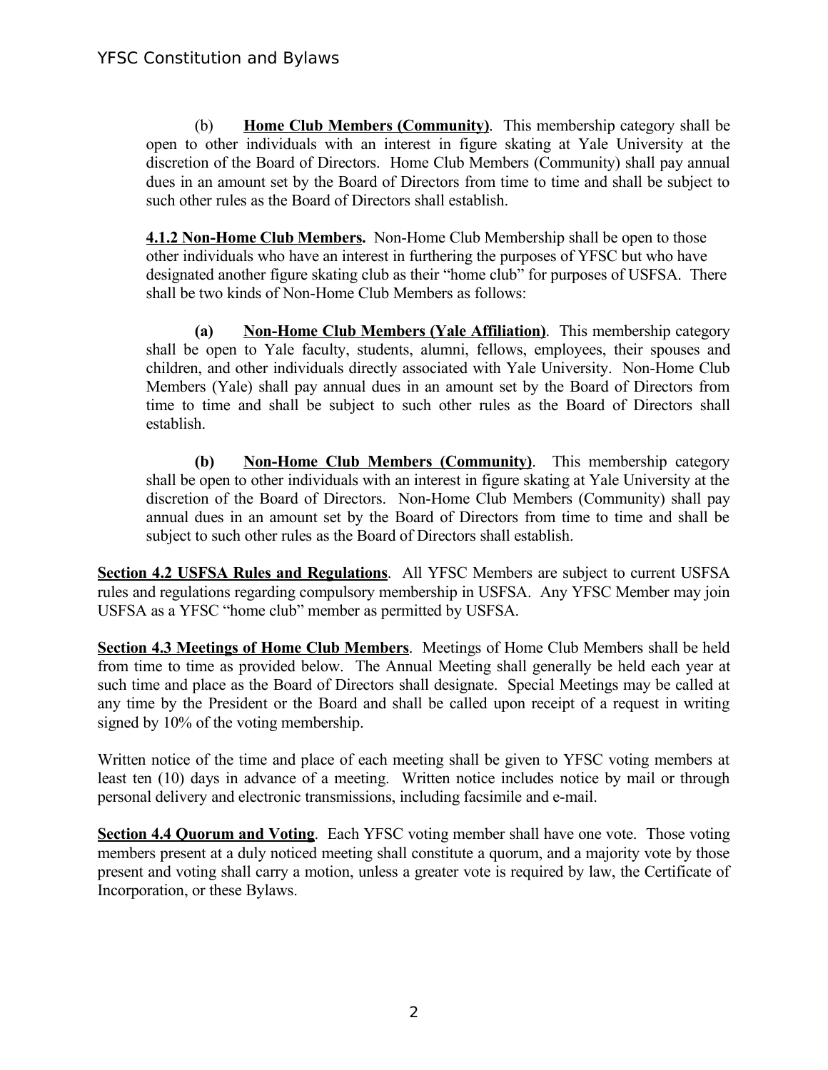(b) **Home Club Members (Community)**. This membership category shall be open to other individuals with an interest in figure skating at Yale University at the discretion of the Board of Directors. Home Club Members (Community) shall pay annual dues in an amount set by the Board of Directors from time to time and shall be subject to such other rules as the Board of Directors shall establish.

**4.1.2 Non-Home Club Members.** Non-Home Club Membership shall be open to those other individuals who have an interest in furthering the purposes of YFSC but who have designated another figure skating club as their "home club" for purposes of USFSA. There shall be two kinds of Non-Home Club Members as follows:

**(a) Non-Home Club Members (Yale Affiliation)**. This membership category shall be open to Yale faculty, students, alumni, fellows, employees, their spouses and children, and other individuals directly associated with Yale University. Non-Home Club Members (Yale) shall pay annual dues in an amount set by the Board of Directors from time to time and shall be subject to such other rules as the Board of Directors shall establish.

**(b) Non-Home Club Members (Community)**. This membership category shall be open to other individuals with an interest in figure skating at Yale University at the discretion of the Board of Directors. Non-Home Club Members (Community) shall pay annual dues in an amount set by the Board of Directors from time to time and shall be subject to such other rules as the Board of Directors shall establish.

**Section 4.2 USFSA Rules and Regulations**. All YFSC Members are subject to current USFSA rules and regulations regarding compulsory membership in USFSA. Any YFSC Member may join USFSA as a YFSC "home club" member as permitted by USFSA.

**Section 4.3 Meetings of Home Club Members**. Meetings of Home Club Members shall be held from time to time as provided below. The Annual Meeting shall generally be held each year at such time and place as the Board of Directors shall designate. Special Meetings may be called at any time by the President or the Board and shall be called upon receipt of a request in writing signed by 10% of the voting membership.

Written notice of the time and place of each meeting shall be given to YFSC voting members at least ten (10) days in advance of a meeting. Written notice includes notice by mail or through personal delivery and electronic transmissions, including facsimile and e-mail.

**Section 4.4 Quorum and Voting**. Each YFSC voting member shall have one vote. Those voting members present at a duly noticed meeting shall constitute a quorum, and a majority vote by those present and voting shall carry a motion, unless a greater vote is required by law, the Certificate of Incorporation, or these Bylaws.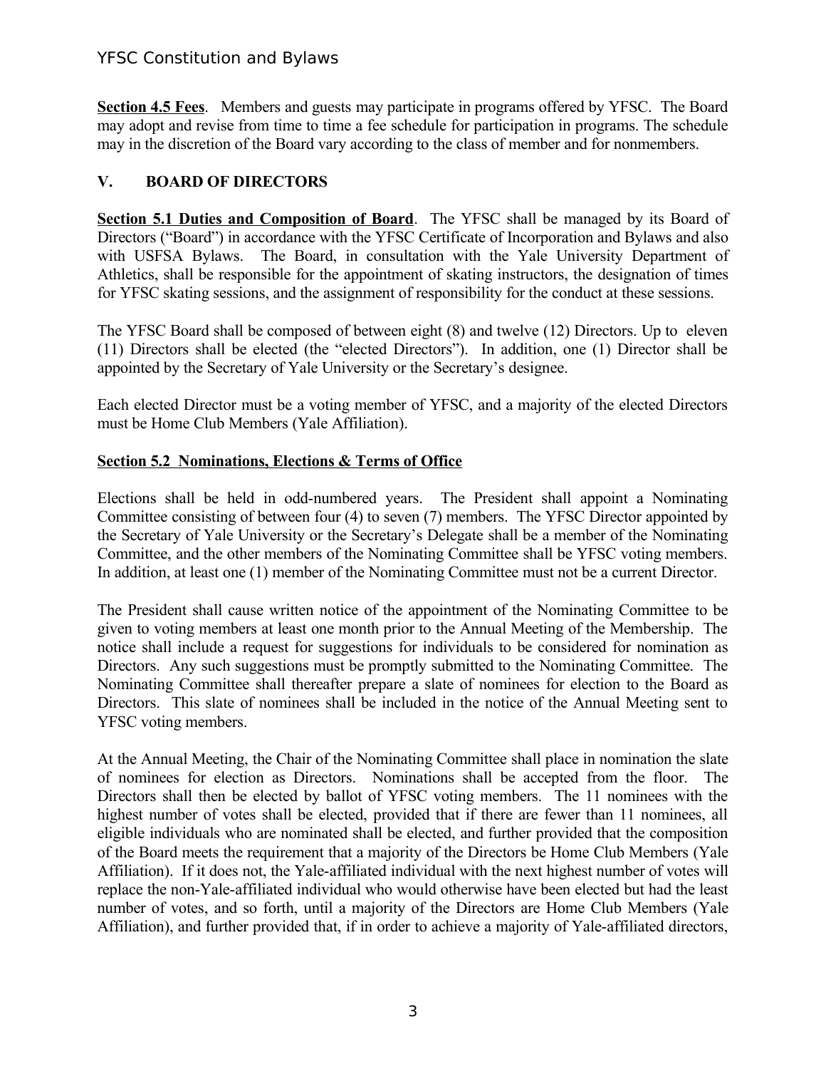**Section 4.5 Fees**. Members and guests may participate in programs offered by YFSC. The Board may adopt and revise from time to time a fee schedule for participation in programs. The schedule may in the discretion of the Board vary according to the class of member and for nonmembers.

## V. BOARD OF DIRECTORS

**Section 5.1 Duties and Composition of Board**. The YFSC shall be managed by its Board of Directors ("Board") in accordance with the YFSC Certificate of Incorporation and Bylaws and also with USFSA Bylaws. The Board, in consultation with the Yale University Department of Athletics, shall be responsible for the appointment of skating instructors, the designation of times for YFSC skating sessions, and the assignment of responsibility for the conduct at these sessions.

The YFSC Board shall be composed of between eight (8) and twelve (12) Directors. Up to eleven (11) Directors shall be elected (the "elected Directors"). In addition, one (1) Director shall be appointed by the Secretary of Yale University or the Secretary's designee.

Each elected Director must be a voting member of YFSC, and a majority of the elected Directors must be Home Club Members (Yale Affiliation).

**Section 5.2 Nominations, Elections & Terms of Office**

Elections shall be held in odd-numbered years. The President shall appoint a Nominating Committee consisting of between four (4) to seven (7) members. The YFSC Director appointed by the Secretary of Yale University or the Secretary's Delegate shall be a member of the Nominating Committee, and the other members of the Nominating Committee shall be YFSC voting members. In addition, at least one (1) member of the Nominating Committee must not be a current Director.

The President shall cause written notice of the appointment of the Nominating Committee to be given to voting members at least one month prior to the Annual Meeting of the Membership. The notice shall include a request for suggestions for individuals to be considered for nomination as Directors. Any such suggestions must be promptly submitted to the Nominating Committee. The Nominating Committee shall thereafter prepare a slate of nominees for election to the Board as Directors. This slate of nominees shall be included in the notice of the Annual Meeting sent to YFSC voting members.

At the Annual Meeting, the Chair of the Nominating Committee shall place in nomination the slate of nominees for election as Directors. Nominations shall be accepted from the floor. The Directors shall then be elected by ballot of YFSC voting members. The 11 nominees with the highest number of votes shall be elected, provided that if there are fewer than 11 nominees, all eligible individuals who are nominated shall be elected, and further provided that the composition of the Board meets the requirement that a majority of the Directors be Home Club Members (Yale Affiliation). If it does not, the Yale-affiliated individual with the next highest number of votes will replace the non-Yale-affiliated individual who would otherwise have been elected but had the least number of votes, and so forth, until a majority of the Directors are Home Club Members (Yale Affiliation), and further provided that, if in order to achieve a majority of Yale-affiliated directors,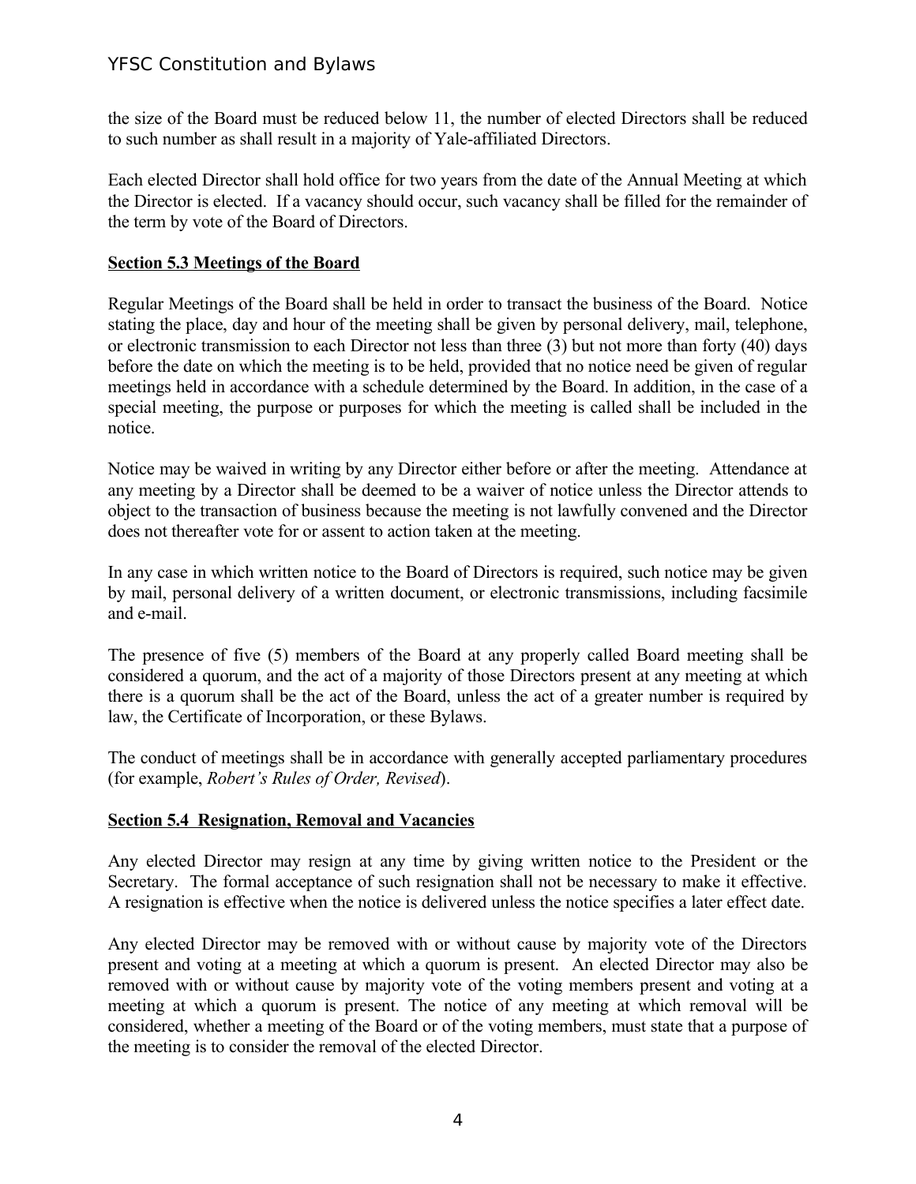the size of the Board must be reduced below 11, the number of elected Directors shall be reduced to such number as shall result in a majority of Yale-affiliated Directors.

Each elected Director shall hold office for two years from the date of the Annual Meeting at which the Director is elected. If a vacancy should occur, such vacancy shall be filled for the remainder of the term by vote of the Board of Directors.

### Section 5.3 Meetings of the Board

Regular Meetings of the Board shall be held in order to transact the business of the Board. Notice stating the place, day and hour of the meeting shall be given by personal delivery, mail, telephone, or electronic transmission to each Director not less than three (3) but not more than forty (40) days before the date on which the meeting is to be held, provided that no notice need be given of regular meetings held in accordance with a schedule determined by the Board. In addition, in the case of a special meeting, the purpose or purposes for which the meeting is called shall be included in the notice.

Notice may be waived in writing by any Director either before or after the meeting. Attendance at any meeting by a Director shall be deemed to be a waiver of notice unless the Director attends to object to the transaction of business because the meeting is not lawfully convened and the Director does not thereafter vote for or assent to action taken at the meeting.

In any case in which written notice to the Board of Directors is required, such notice may be given by mail, personal delivery of a written document, or electronic transmissions, including facsimile and e-mail.

The presence of five (5) members of the Board at any properly called Board meeting shall be considered a quorum, and the act of a majority of those Directors present at any meeting at which there is a quorum shall be the act of the Board, unless the act of a greater number is required by law, the Certificate of Incorporation, or these Bylaws.

The conduct of meetings shall be in accordance with generally accepted parliamentary procedures (for example, *Robert's Rules of Order, Revised*).

### Section 5.4 Resignation, Removal and Vacancies

Any elected Director may resign at any time by giving written notice to the President or the Secretary. The formal acceptance of such resignation shall not be necessary to make it effective. A resignation is effective when the notice is delivered unless the notice specifies a later effect date.

Any elected Director may be removed with or without cause by majority vote of the Directors present and voting at a meeting at which a quorum is present. An elected Director may also be removed with or without cause by majority vote of the voting members present and voting at a meeting at which a quorum is present. The notice of any meeting at which removal will be considered, whether a meeting of the Board or of the voting members, must state that a purpose of the meeting is to consider the removal of the elected Director.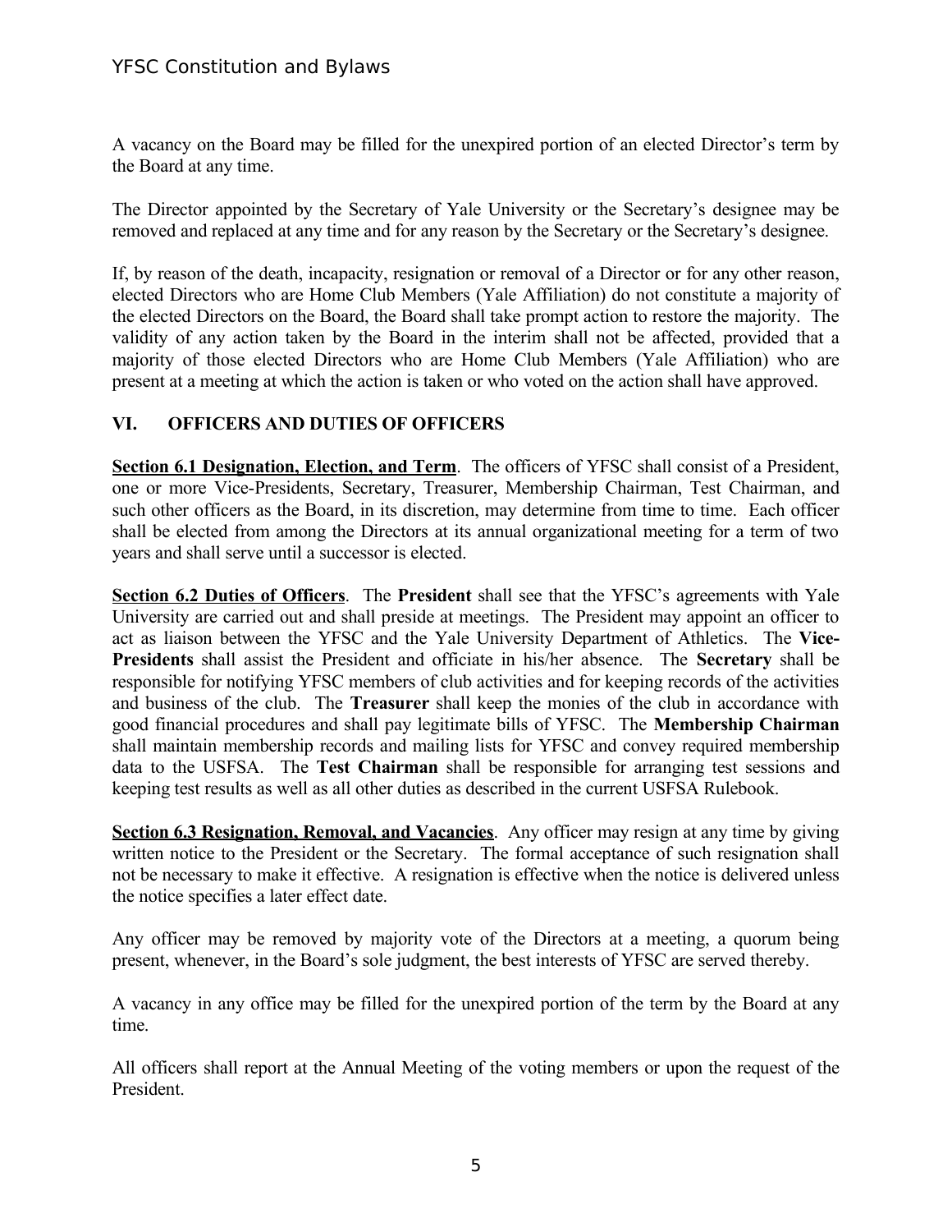A vacancy on the Board may be filled for the unexpired portion of an elected Director's term by the Board at any time.

The Director appointed by the Secretary of Yale University or the Secretary's designee may be removed and replaced at any time and for any reason by the Secretary or the Secretary's designee.

If, by reason of the death, incapacity, resignation or removal of a Director or for any other reason, elected Directors who are Home Club Members (Yale Affiliation) do not constitute a majority of the elected Directors on the Board, the Board shall take prompt action to restore the majority. The validity of any action taken by the Board in the interim shall not be affected, provided that a majority of those elected Directors who are Home Club Members (Yale Affiliation) who are present at a meeting at which the action is taken or who voted on the action shall have approved.

## VI. OFFICERS AND DUTIES OF OFFICERS

**Section 6.1 Designation, Election, and Term**. The officers of YFSC shall consist of a President, one or more Vice-Presidents, Secretary, Treasurer, Membership Chairman, Test Chairman, and such other officers as the Board, in its discretion, may determine from time to time. Each officer shall be elected from among the Directors at its annual organizational meeting for a term of two years and shall serve until a successor is elected.

**Section 6.2 Duties of Officers**. The **President** shall see that the YFSC's agreements with Yale University are carried out and shall preside at meetings. The President may appoint an officer to act as liaison between the YFSC and the Yale University Department of Athletics. The **Vice-Presidents** shall assist the President and officiate in his/her absence. The **Secretary** shall be responsible for notifying YFSC members of club activities and for keeping records of the activities and business of the club. The **Treasurer** shall keep the monies of the club in accordance with good financial procedures and shall pay legitimate bills of YFSC. The **Membership Chairman** shall maintain membership records and mailing lists for YFSC and convey required membership data to the USFSA. The **Test Chairman** shall be responsible for arranging test sessions and keeping test results as well as all other duties as described in the current USFSA Rulebook.

**Section 6.3 Resignation, Removal, and Vacancies**. Any officer may resign at any time by giving written notice to the President or the Secretary. The formal acceptance of such resignation shall not be necessary to make it effective. A resignation is effective when the notice is delivered unless the notice specifies a later effect date.

Any officer may be removed by majority vote of the Directors at a meeting, a quorum being present, whenever, in the Board's sole judgment, the best interests of YFSC are served thereby.

A vacancy in any office may be filled for the unexpired portion of the term by the Board at any time.

All officers shall report at the Annual Meeting of the voting members or upon the request of the President.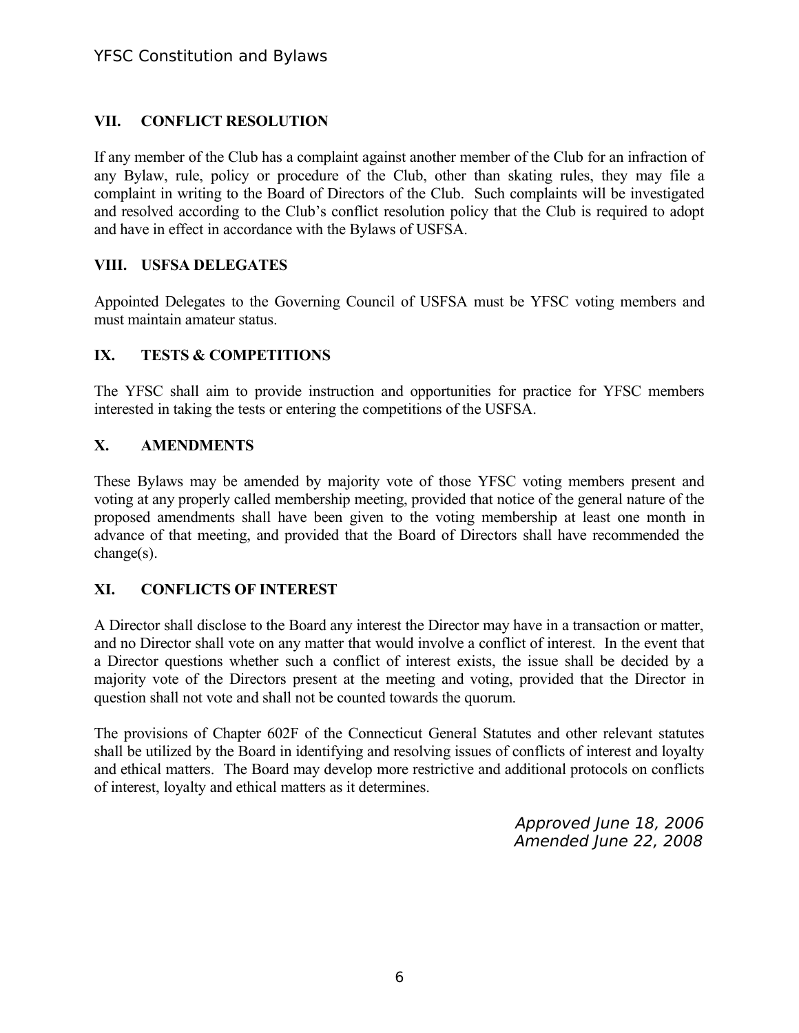## VII. CONFLICT RESOLUTION

If any member of the Club has a complaint against another member of the Club for an infraction of any Bylaw, rule, policy or procedure of the Club, other than skating rules, they may file a complaint in writing to the Board of Directors of the Club. Such complaints will be investigated and resolved according to the Club's conflict resolution policy that the Club is required to adopt and have in effect in accordance with the Bylaws of USFSA.

## VIII. USFSA DELEGATES

Appointed Delegates to the Governing Council of USFSA must be YFSC voting members and must maintain amateur status.

## IX. TESTS & COMPETITIONS

The YFSC shall aim to provide instruction and opportunities for practice for YFSC members interested in taking the tests or entering the competitions of the USFSA.

## X. AMENDMENTS

These Bylaws may be amended by majority vote of those YFSC voting members present and voting at any properly called membership meeting, provided that notice of the general nature of the proposed amendments shall have been given to the voting membership at least one month in advance of that meeting, and provided that the Board of Directors shall have recommended the change(s).

## XI. CONFLICTS OF INTEREST

A Director shall disclose to the Board any interest the Director may have in a transaction or matter, and no Director shall vote on any matter that would involve a conflict of interest. In the event that a Director questions whether such a conflict of interest exists, the issue shall be decided by a majority vote of the Directors present at the meeting and voting, provided that the Director in question shall not vote and shall not be counted towards the quorum.

The provisions of Chapter 602F of the Connecticut General Statutes and other relevant statutes shall be utilized by the Board in identifying and resolving issues of conflicts of interest and loyalty and ethical matters. The Board may develop more restrictive and additional protocols on conflicts of interest, loyalty and ethical matters as it determines.

*Approved June 18, 2006*
*Amended June 22, 2008*